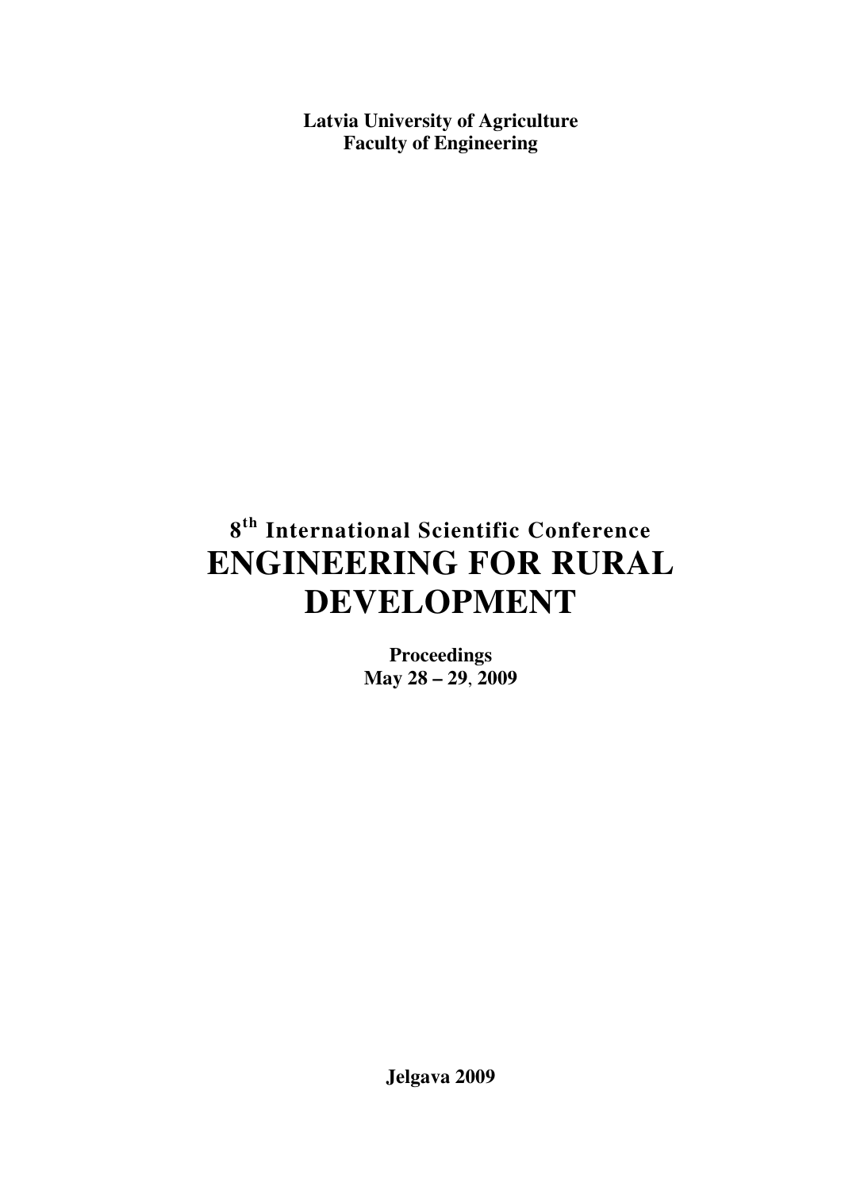**Latvia University of Agriculture**
**Faculty of Engineering**

**8th International Scientific Conference**

# ENGINEERING FOR RURAL DEVELOPMENT

**Proceedings**
**May 28 – 29, 2009**

**Jelgava 2009**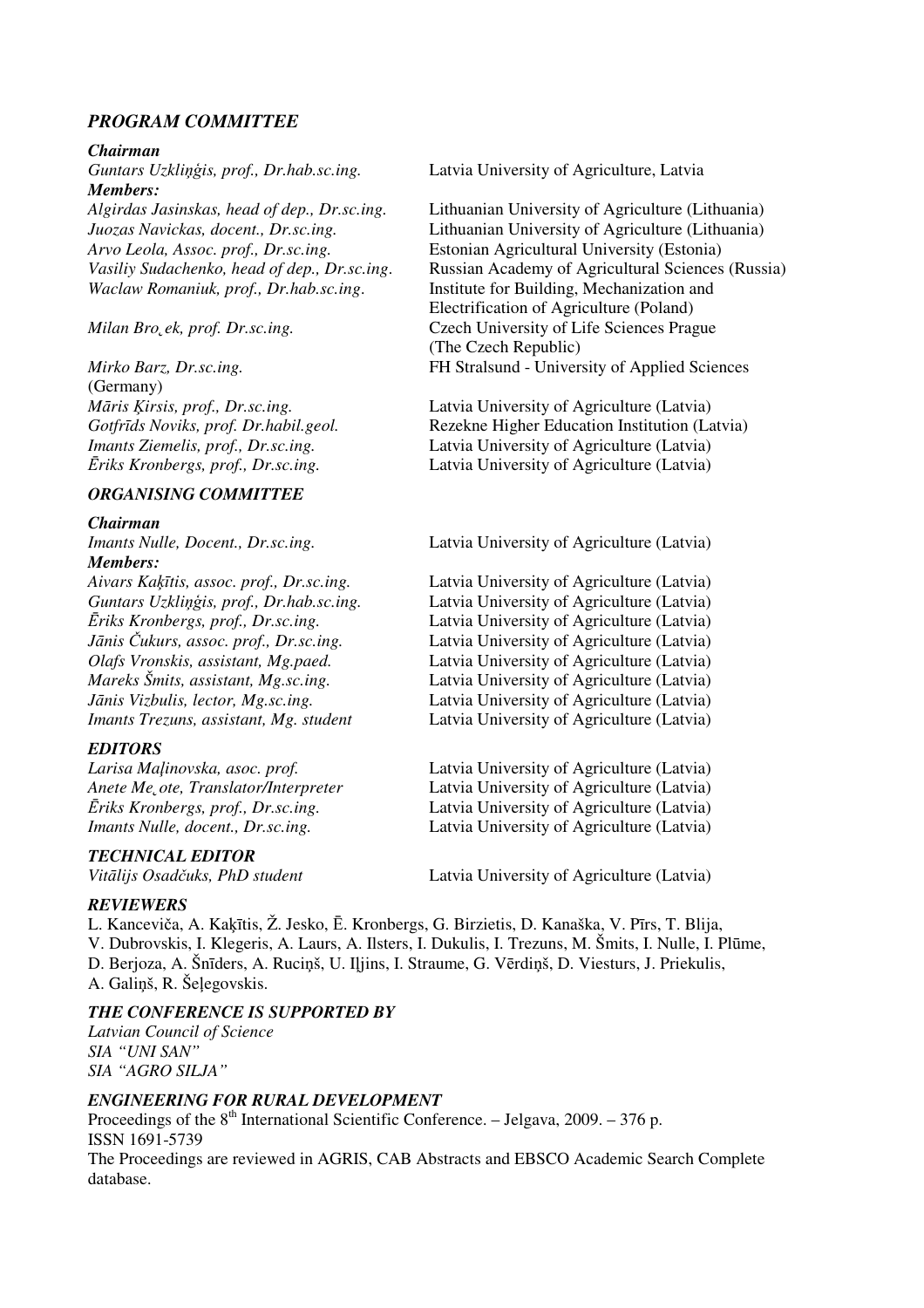## *PROGRAM COMMITTEE*

***Chairman***

*Guntars Uzkliņģis, prof., Dr.hab.sc.ing.* Latvia University of Agriculture, Latvia

***Members:***

*Algirdas Jasinskas, head of dep., Dr.sc.ing.* Lithuanian University of Agriculture (Lithuania)
*Juozas Navickas, docent., Dr.sc.ing.* Lithuanian University of Agriculture (Lithuania)
*Arvo Leola, Assoc. prof., Dr.sc.ing.* Estonian Agricultural University (Estonia)
*Vasiliy Sudachenko, head of dep., Dr.sc.ing.* Russian Academy of Agricultural Sciences (Russia)
*Waclaw Romaniuk, prof., Dr.hab.sc.ing.* Institute for Building, Mechanization and Electrification of Agriculture (Poland)
*Milan Bro˛ek, prof. Dr.sc.ing.* Czech University of Life Sciences Prague (The Czech Republic)
*Mirko Barz, Dr.sc.ing.* FH Stralsund - University of Applied Sciences (Germany)
*Māris Ķirsis, prof., Dr.sc.ing.* Latvia University of Agriculture (Latvia)
*Gotfrīds Noviks, prof. Dr.habil.geol.* Rezekne Higher Education Institution (Latvia)
*Imants Ziemelis, prof., Dr.sc.ing.* Latvia University of Agriculture (Latvia)
*Ēriks Kronbergs, prof., Dr.sc.ing.* Latvia University of Agriculture (Latvia)

## *ORGANISING COMMITTEE*

***Chairman***

*Imants Nulle, Docent., Dr.sc.ing.* Latvia University of Agriculture (Latvia)

***Members:***

*Aivars Kaķītis, assoc. prof., Dr.sc.ing.* Latvia University of Agriculture (Latvia)
*Guntars Uzkliņģis, prof., Dr.hab.sc.ing.* Latvia University of Agriculture (Latvia)
*Ēriks Kronbergs, prof., Dr.sc.ing.* Latvia University of Agriculture (Latvia)
*Jānis Čukurs, assoc. prof., Dr.sc.ing.* Latvia University of Agriculture (Latvia)
*Olafs Vronskis, assistant, Mg.paed.* Latvia University of Agriculture (Latvia)
*Mareks Šmits, assistant, Mg.sc.ing.* Latvia University of Agriculture (Latvia)
*Jānis Vizbulis, lector, Mg.sc.ing.* Latvia University of Agriculture (Latvia)
*Imants Trezuns, assistant, Mg. student* Latvia University of Agriculture (Latvia)

## *EDITORS*

*Larisa Maļinovska, asoc. prof.* Latvia University of Agriculture (Latvia)
*Anete Me˛ote, Translator/Interpreter* Latvia University of Agriculture (Latvia)
*Ēriks Kronbergs, prof., Dr.sc.ing.* Latvia University of Agriculture (Latvia)
*Imants Nulle, docent., Dr.sc.ing.* Latvia University of Agriculture (Latvia)

## *TECHNICAL EDITOR*

*Vitālijs Osadčuks, PhD student* Latvia University of Agriculture (Latvia)

## *REVIEWERS*

L. Kanceviča, A. Kaķītis, Ž. Jesko, Ē. Kronbergs, G. Birzietis, D. Kanaška, V. Pīrs, T. Blija, V. Dubrovskis, I. Klegeris, A. Laurs, A. Ilsters, I. Dukulis, I. Trezuns, M. Šmits, I. Nulle, I. Plūme, D. Berjoza, A. Šnīders, A. Ruciņš, U. Iļjins, I. Straume, G. Vērdiņš, D. Viesturs, J. Priekulis, A. Galiņš, R. Šeļegovskis.

## *THE CONFERENCE IS SUPPORTED BY*

*Latvian Council of Science*
*SIA "UNI SAN"*
*SIA "AGRO SILJA"*

## *ENGINEERING FOR RURAL DEVELOPMENT*

Proceedings of the 8th International Scientific Conference. – Jelgava, 2009. – 376 p.
ISSN 1691-5739
The Proceedings are reviewed in AGRIS, CAB Abstracts and EBSCO Academic Search Complete database.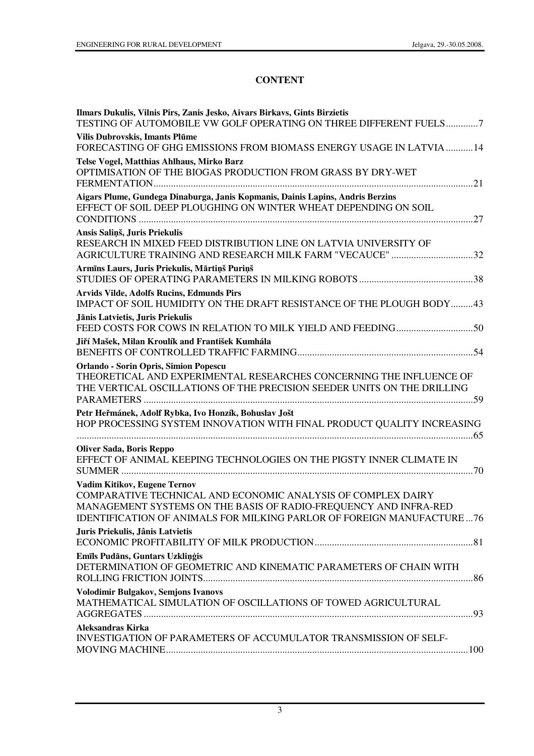# CONTENT

**Ilmars Dukulis, Vilnis Pirs, Zanis Jesko, Aivars Birkavs, Gints Birzietis**
TESTING OF AUTOMOBILE VW GOLF OPERATING ON THREE DIFFERENT FUELS.............7

**Vilis Dubrovskis, Imants Plūme**
FORECASTING OF GHG EMISSIONS FROM BIOMASS ENERGY USAGE IN LATVIA ...........14

**Telse Vogel, Matthias Ahlhaus, Mirko Barz**
OPTIMISATION OF THE BIOGAS PRODUCTION FROM GRASS BY DRY-WET FERMENTATION.................................................................................................................21

**Aigars Plume, Gundega Dinaburga, Janis Kopmanis, Dainis Lapins, Andris Berzins**
EFFECT OF SOIL DEEP PLOUGHING ON WINTER WHEAT DEPENDING ON SOIL CONDITIONS .......................................................................................................................27

**Ansis Saliņš, Juris Priekulis**
RESEARCH IN MIXED FEED DISTRIBUTION LINE ON LATVIA UNIVERSITY OF AGRICULTURE TRAINING AND RESEARCH MILK FARM "VECAUCE" .................................32

**Armīns Laurs, Juris Priekulis, Mārtiņš Puriņš**
STUDIES OF OPERATING PARAMETERS IN MILKING ROBOTS ..............................................38

**Arvids Vilde, Adolfs Rucins, Edmunds Pirs**
IMPACT OF SOIL HUMIDITY ON THE DRAFT RESISTANCE OF THE PLOUGH BODY.........43

**Jānis Latvietis, Juris Priekulis**
FEED COSTS FOR COWS IN RELATION TO MILK YIELD AND FEEDING...............................50

**Jiří Mašek, Milan Kroulík and František Kumhála**
BENEFITS OF CONTROLLED TRAFFIC FARMING.......................................................................54

**Orlando - Sorin Opris, Simion Popescu**
THEORETICAL AND EXPERIMENTAL RESEARCHES CONCERNING THE INFLUENCE OF THE VERTICAL OSCILLATIONS OF THE PRECISION SEEDER UNITS ON THE DRILLING PARAMETERS ....................................................................................................................59

**Petr Heřmánek, Adolf Rybka, Ivo Honzík, Bohuslav Jošt**
HOP PROCESSING SYSTEM INNOVATION WITH FINAL PRODUCT QUALITY INCREASING .................................................................................................................................65

**Oliver Sada, Boris Reppo**
EFFECT OF ANIMAL KEEPING TECHNOLOGIES ON THE PIGSTY INNER CLIMATE IN SUMMER .............................................................................................................................70

**Vadim Kitikov, Eugene Ternov**
COMPARATIVE TECHNICAL AND ECONOMIC ANALYSIS OF COMPLEX DAIRY MANAGEMENT SYSTEMS ON THE BASIS OF RADIO-FREQUENCY AND INFRA-RED IDENTIFICATION OF ANIMALS FOR MILKING PARLOR OF FOREIGN MANUFACTURE ...76

**Juris Priekulis, Jânis Latvietis**
ECONOMIC PROFITABILITY OF MILK PRODUCTION................................................................81

**Emīls Pudāns, Guntars Uzkliņģis**
DETERMINATION OF GEOMETRIC AND KINEMATIC PARAMETERS OF CHAIN WITH ROLLING FRICTION JOINTS.............................................................................................................86

**Volodimir Bulgakov, Semjons Ivanovs**
MATHEMATICAL SIMULATION OF OSCILLATIONS OF TOWED AGRICULTURAL AGGREGATES ....................................................................................................................93

**Aleksandras Kirka**
INVESTIGATION OF PARAMETERS OF ACCUMULATOR TRANSMISSION OF SELF-MOVING MACHINE.........................................................................................................100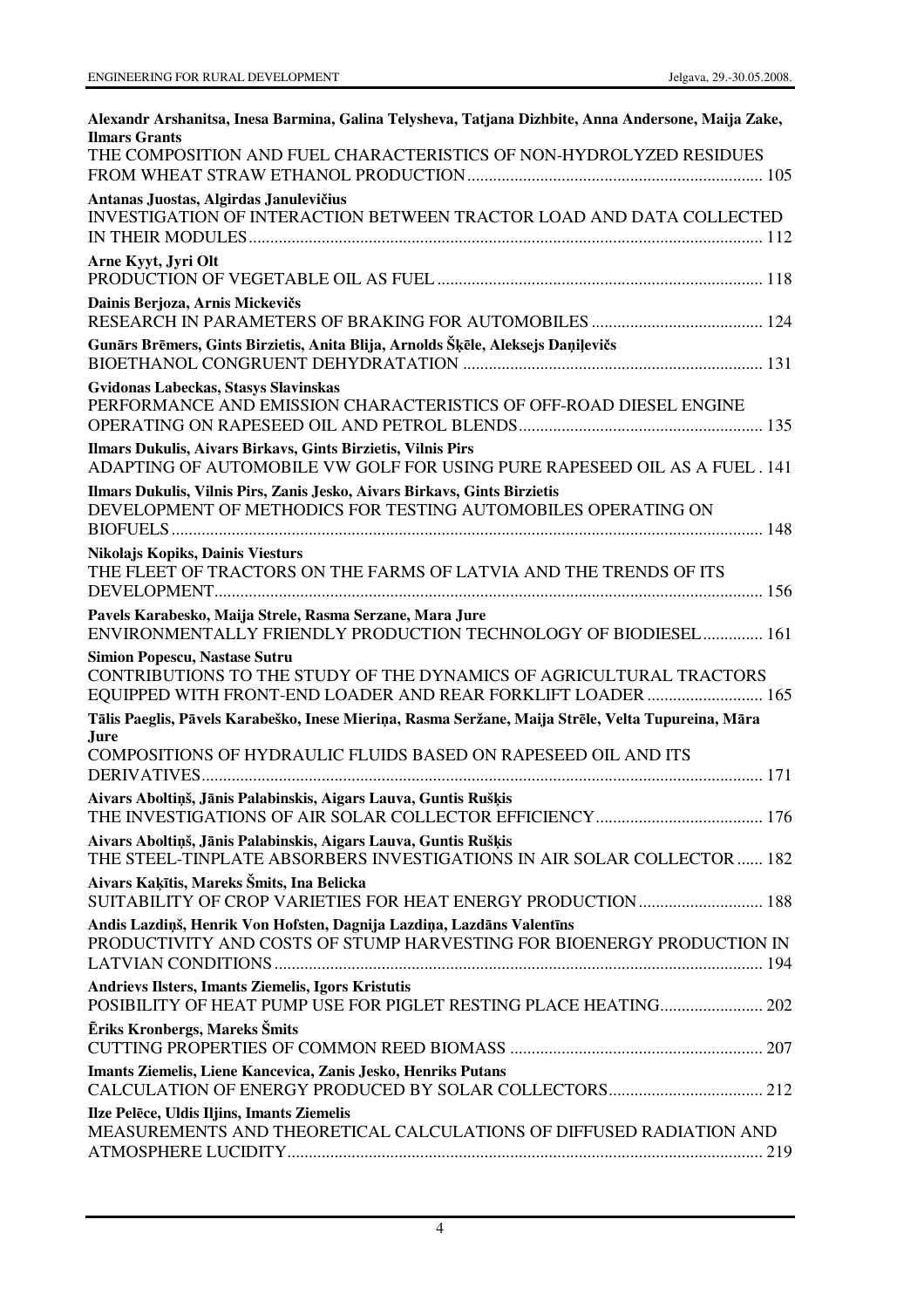**Alexandr Arshanitsa, Inesa Barmina, Galina Telysheva, Tatjana Dizhbite, Anna Andersone, Maija Zake, Ilmars Grants**
THE COMPOSITION AND FUEL CHARACTERISTICS OF NON-HYDROLYZED RESIDUES FROM WHEAT STRAW ETHANOL PRODUCTION ..................... 105

**Antanas Juostas, Algirdas Janulevičius**
INVESTIGATION OF INTERACTION BETWEEN TRACTOR LOAD AND DATA COLLECTED IN THEIR MODULES ..................... 112

**Arne Kyyt, Jyri Olt**
PRODUCTION OF VEGETABLE OIL AS FUEL ..................... 118

**Dainis Berjoza, Arnis Mickevičs**
RESEARCH IN PARAMETERS OF BRAKING FOR AUTOMOBILES ..................... 124

**Gunārs Brēmers, Gints Birzietis, Anita Blija, Arnolds Šķēle, Aleksejs Daņiļevičs**
BIOETHANOL CONGRUENT DEHYDRATATION ..................... 131

**Gvidonas Labeckas, Stasys Slavinskas**
PERFORMANCE AND EMISSION CHARACTERISTICS OF OFF-ROAD DIESEL ENGINE OPERATING ON RAPESEED OIL AND PETROL BLENDS ..................... 135

**Ilmars Dukulis, Aivars Birkavs, Gints Birzietis, Vilnis Pirs**
ADAPTING OF AUTOMOBILE VW GOLF FOR USING PURE RAPESEED OIL AS A FUEL . 141

**Ilmars Dukulis, Vilnis Pirs, Zanis Jesko, Aivars Birkavs, Gints Birzietis**
DEVELOPMENT OF METHODICS FOR TESTING AUTOMOBILES OPERATING ON BIOFUELS ..................... 148

**Nikolajs Kopiks, Dainis Viesturs**
THE FLEET OF TRACTORS ON THE FARMS OF LATVIA AND THE TRENDS OF ITS DEVELOPMENT ..................... 156

**Pavels Karabesko, Maija Strele, Rasma Serzane, Mara Jure**
ENVIRONMENTALLY FRIENDLY PRODUCTION TECHNOLOGY OF BIODIESEL ..................... 161

**Simion Popescu, Nastase Sutru**
CONTRIBUTIONS TO THE STUDY OF THE DYNAMICS OF AGRICULTURAL TRACTORS EQUIPPED WITH FRONT-END LOADER AND REAR FORKLIFT LOADER ..................... 165

**Tālis Paeglis, Pāvels Karabeško, Inese Mieriņa, Rasma Seržane, Maija Strēle, Velta Tupureina, Māra Jure**
COMPOSITIONS OF HYDRAULIC FLUIDS BASED ON RAPESEED OIL AND ITS DERIVATIVES ..................... 171

**Aivars Aboltiņš, Jānis Palabinskis, Aigars Lauva, Guntis Rušķis**
THE INVESTIGATIONS OF AIR SOLAR COLLECTOR EFFICIENCY ..................... 176

**Aivars Aboltiņš, Jānis Palabinskis, Aigars Lauva, Guntis Rušķis**
THE STEEL-TINPLATE ABSORBERS INVESTIGATIONS IN AIR SOLAR COLLECTOR ...... 182

**Aivars Kaķītis, Mareks Šmits, Ina Belicka**
SUITABILITY OF CROP VARIETIES FOR HEAT ENERGY PRODUCTION ..................... 188

**Andis Lazdiņš, Henrik Von Hofsten, Dagnija Lazdiņa, Lazdāns Valentīns**
PRODUCTIVITY AND COSTS OF STUMP HARVESTING FOR BIOENERGY PRODUCTION IN LATVIAN CONDITIONS ..................... 194

**Andrievs Ilsters, Imants Ziemelis, Igors Kristutis**
POSIBILITY OF HEAT PUMP USE FOR PIGLET RESTING PLACE HEATING ..................... 202

**Ēriks Kronbergs, Mareks Šmits**
CUTTING PROPERTIES OF COMMON REED BIOMASS ..................... 207

**Imants Ziemelis, Liene Kancevica, Zanis Jesko, Henriks Putans**
CALCULATION OF ENERGY PRODUCED BY SOLAR COLLECTORS ..................... 212

**Ilze Pelēce, Uldis Iljins, Imants Ziemelis**
MEASUREMENTS AND THEORETICAL CALCULATIONS OF DIFFUSED RADIATION AND ATMOSPHERE LUCIDITY ..................... 219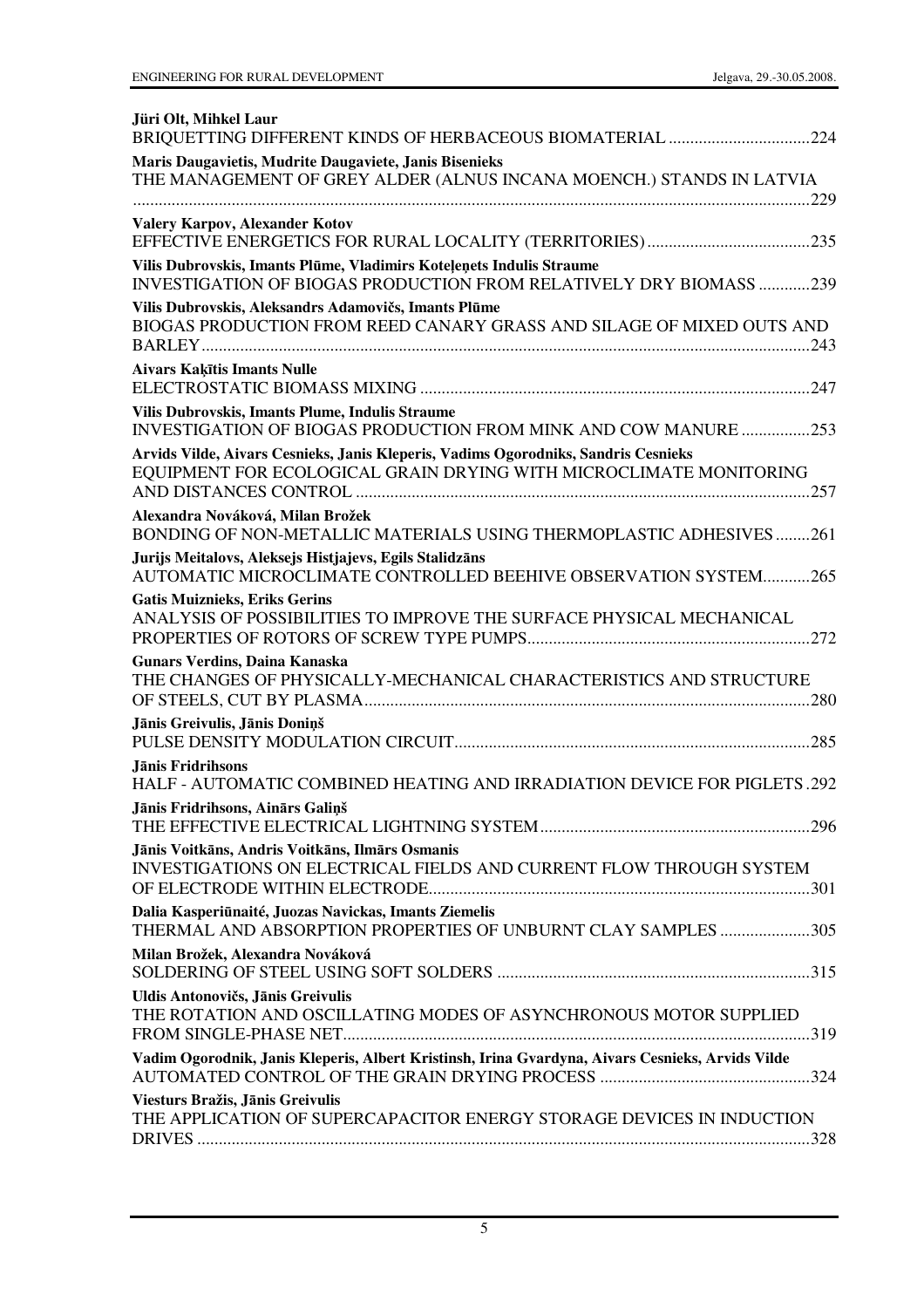**Jüri Olt, Mihkel Laur**
BRIQUETTING DIFFERENT KINDS OF HERBACEOUS BIOMATERIAL ....................................224

**Maris Daugavietis, Mudrite Daugaviete, Janis Bisenieks**
THE MANAGEMENT OF GREY ALDER (ALNUS INCANA MOENCH.) STANDS IN LATVIA ..............................................................................................................................................229

**Valery Karpov, Alexander Kotov**
EFFECTIVE ENERGETICS FOR RURAL LOCALITY (TERRITORIES) ......................................235

**Vilis Dubrovskis, Imants Plūme, Vladimirs Koteļeņets Indulis Straume**
INVESTIGATION OF BIOGAS PRODUCTION FROM RELATIVELY DRY BIOMASS ............239

**Vilis Dubrovskis, Aleksandrs Adamovičs, Imants Plūme**
BIOGAS PRODUCTION FROM REED CANARY GRASS AND SILAGE OF MIXED OUTS AND BARLEY..............................................................................................................................................243

**Aivars Kaķītis Imants Nulle**
ELECTROSTATIC BIOMASS MIXING ..........................................................................................247

**Vilis Dubrovskis, Imants Plume, Indulis Straume**
INVESTIGATION OF BIOGAS PRODUCTION FROM MINK AND COW MANURE ................253

**Arvids Vilde, Aivars Cesnieks, Janis Kleperis, Vadims Ogorodniks, Sandris Cesnieks**
EQUIPMENT FOR ECOLOGICAL GRAIN DRYING WITH MICROCLIMATE MONITORING AND DISTANCES CONTROL ..........................................................................................................257

**Alexandra Nováková, Milan Brožek**
BONDING OF NON-METALLIC MATERIALS USING THERMOPLASTIC ADHESIVES ........261

**Jurijs Meitalovs, Aleksejs Histjajevs, Egils Stalidzāns**
AUTOMATIC MICROCLIMATE CONTROLLED BEEHIVE OBSERVATION SYSTEM...........265

**Gatis Muiznieks, Eriks Gerins**
ANALYSIS OF POSSIBILITIES TO IMPROVE THE SURFACE PHYSICAL MECHANICAL PROPERTIES OF ROTORS OF SCREW TYPE PUMPS..................................................................272

**Gunars Verdins, Daina Kanaska**
THE CHANGES OF PHYSICALLY-MECHANICAL CHARACTERISTICS AND STRUCTURE OF STEELS, CUT BY PLASMA.......................................................................................................280

**Jānis Greivulis, Jānis Doniņš**
PULSE DENSITY MODULATION CIRCUIT..................................................................................285

**Jānis Fridrihsons**
HALF - AUTOMATIC COMBINED HEATING AND IRRADIATION DEVICE FOR PIGLETS .292

**Jānis Fridrihsons, Ainārs Galiņš**
THE EFFECTIVE ELECTRICAL LIGHTNING SYSTEM...............................................................296

**Jānis Voitkāns, Andris Voitkāns, Ilmārs Osmanis**
INVESTIGATIONS ON ELECTRICAL FIELDS AND CURRENT FLOW THROUGH SYSTEM OF ELECTRODE WITHIN ELECTRODE........................................................................................301

**Dalia Kasperiūnaité, Juozas Navickas, Imants Ziemelis**
THERMAL AND ABSORPTION PROPERTIES OF UNBURNT CLAY SAMPLES .....................305

**Milan Brožek, Alexandra Nováková**
SOLDERING OF STEEL USING SOFT SOLDERS .........................................................................315

**Uldis Antonovičs, Jānis Greivulis**
THE ROTATION AND OSCILLATING MODES OF ASYNCHRONOUS MOTOR SUPPLIED FROM SINGLE-PHASE NET............................................................................................................319

**Vadim Ogorodnik, Janis Kleperis, Albert Kristinsh, Irina Gvardyna, Aivars Cesnieks, Arvids Vilde**
AUTOMATED CONTROL OF THE GRAIN DRYING PROCESS .................................................324

**Viesturs Bražis, Jānis Greivulis**
THE APPLICATION OF SUPERCAPACITOR ENERGY STORAGE DEVICES IN INDUCTION DRIVES .............................................................................................................................................328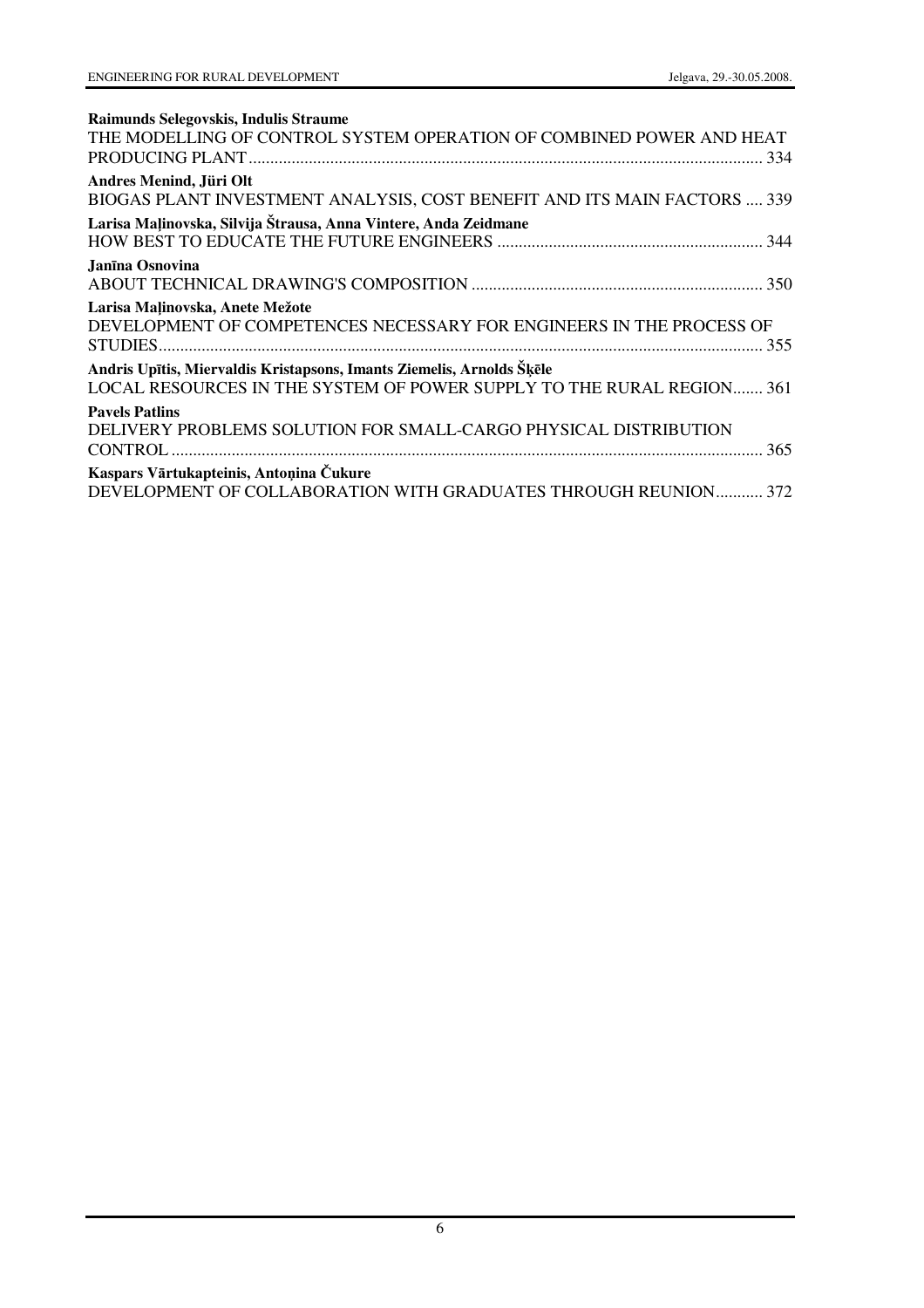**Raimunds Selegovskis, Indulis Straume**
THE MODELLING OF CONTROL SYSTEM OPERATION OF COMBINED POWER AND HEAT PRODUCING PLANT ........................................................................................................................ 334

**Andres Menind, Jüri Olt**
BIOGAS PLANT INVESTMENT ANALYSIS, COST BENEFIT AND ITS MAIN FACTORS .... 339

**Larisa Maļinovska, Silvija Štrausa, Anna Vintere, Anda Zeidmane**
HOW BEST TO EDUCATE THE FUTURE ENGINEERS ............................................................ 344

**Janīna Osnovina**
ABOUT TECHNICAL DRAWING'S COMPOSITION .................................................................... 350

**Larisa Maļinovska, Anete Mežote**
DEVELOPMENT OF COMPETENCES NECESSARY FOR ENGINEERS IN THE PROCESS OF STUDIES ........................................................................................................................ 355

**Andris Upītis, Miervaldis Kristapsons, Imants Ziemelis, Arnolds Šķēle**
LOCAL RESOURCES IN THE SYSTEM OF POWER SUPPLY TO THE RURAL REGION....... 361

**Pavels Patlins**
DELIVERY PROBLEMS SOLUTION FOR SMALL-CARGO PHYSICAL DISTRIBUTION CONTROL ........................................................................................................................ 365

**Kaspars Vārtukapteinis, Antoņina Čukure**
DEVELOPMENT OF COLLABORATION WITH GRADUATES THROUGH REUNION........... 372